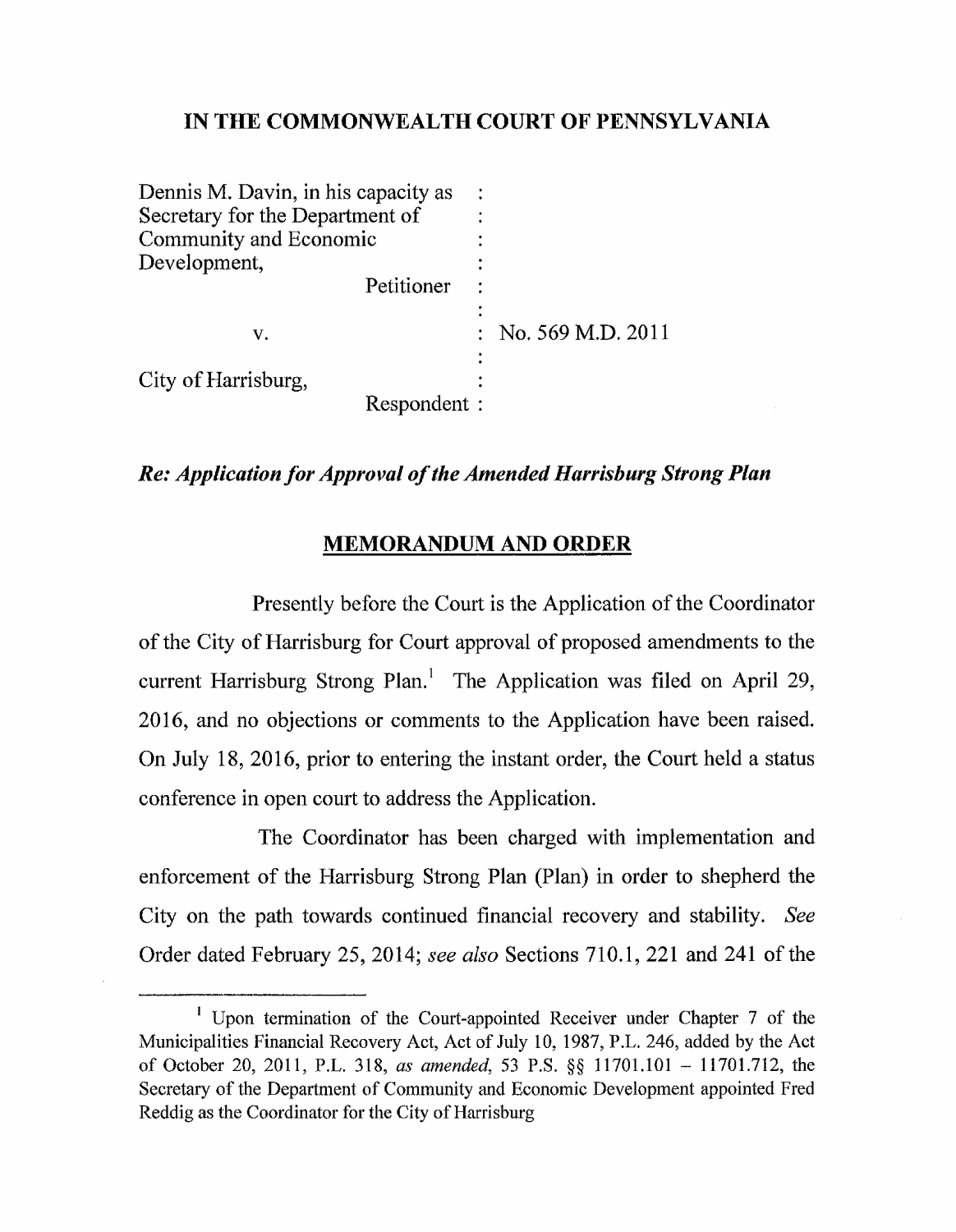# IN THE COMMONWEALTH COURT OF PENNSYLVANIA

| | | |
|---|---|---|
| Dennis M. Davin, in his capacity as Secretary for the Department of Community and Economic Development, | : | |
| Petitioner | : | |
| v. | : | No. 569 M.D. 2011 |
| City of Harrisburg, | : | |
| Respondent | : | |

***Re: Application for Approval of the Amended Harrisburg Strong Plan***

## MEMORANDUM AND ORDER

Presently before the Court is the Application of the Coordinator of the City of Harrisburg for Court approval of proposed amendments to the current Harrisburg Strong Plan.[1] The Application was filed on April 29, 2016, and no objections or comments to the Application have been raised. On July 18, 2016, prior to entering the instant order, the Court held a status conference in open court to address the Application.

The Coordinator has been charged with implementation and enforcement of the Harrisburg Strong Plan (Plan) in order to shepherd the City on the path towards continued financial recovery and stability. *See* Order dated February 25, 2014; *see also* Sections 710.1, 221 and 241 of the

[1] Upon termination of the Court-appointed Receiver under Chapter 7 of the Municipalities Financial Recovery Act, Act of July 10, 1987, P.L. 246, added by the Act of October 20, 2011, P.L. 318, *as amended*, 53 P.S. §§ 11701.101 – 11701.712, the Secretary of the Department of Community and Economic Development appointed Fred Reddig as the Coordinator for the City of Harrisburg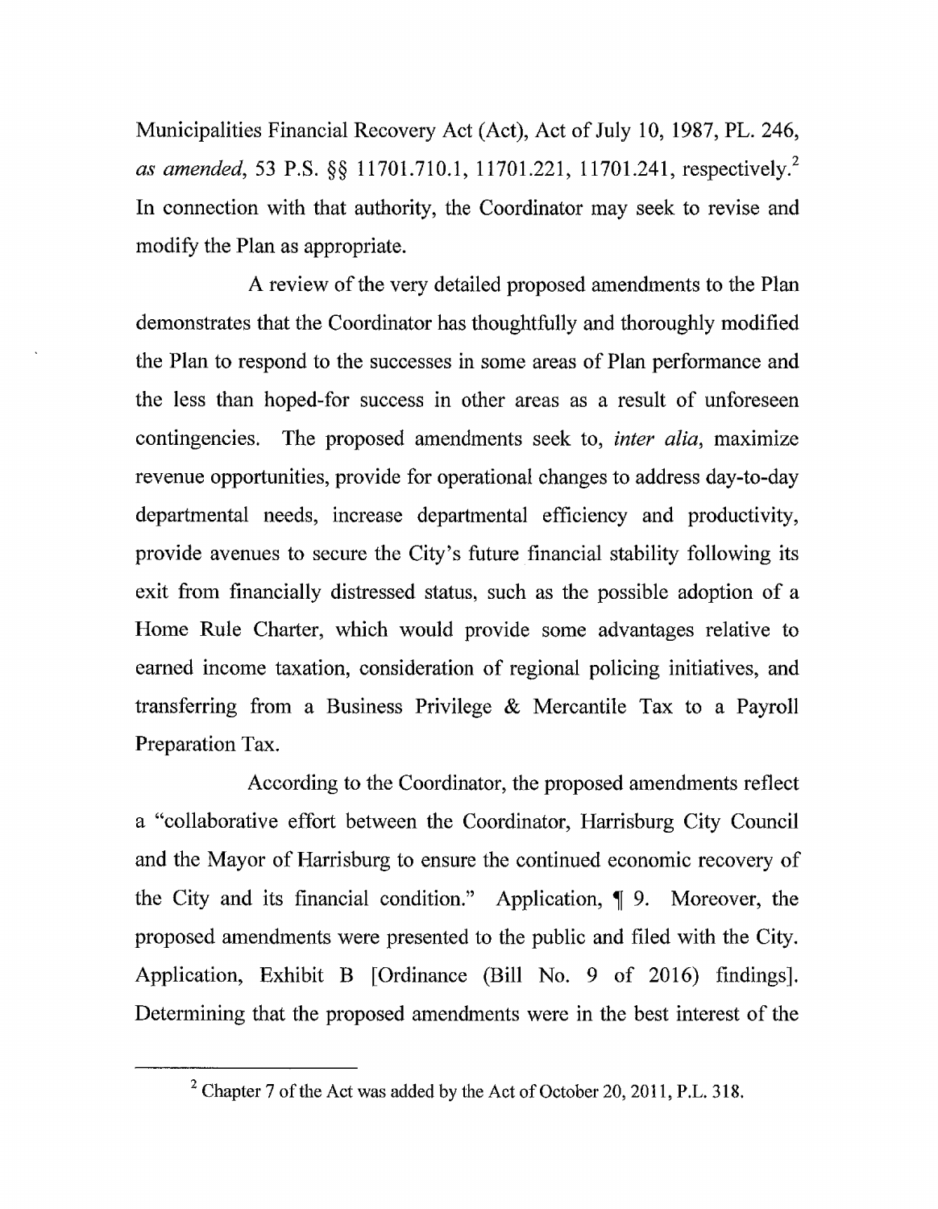Municipalities Financial Recovery Act (Act), Act of July 10, 1987, PL. 246, *as amended*, 53 P.S. §§ 11701.710.1, 11701.221, 11701.241, respectively.[2] In connection with that authority, the Coordinator may seek to revise and modify the Plan as appropriate.

A review of the very detailed proposed amendments to the Plan demonstrates that the Coordinator has thoughtfully and thoroughly modified the Plan to respond to the successes in some areas of Plan performance and the less than hoped-for success in other areas as a result of unforeseen contingencies. The proposed amendments seek to, *inter alia*, maximize revenue opportunities, provide for operational changes to address day-to-day departmental needs, increase departmental efficiency and productivity, provide avenues to secure the City's future financial stability following its exit from financially distressed status, such as the possible adoption of a Home Rule Charter, which would provide some advantages relative to earned income taxation, consideration of regional policing initiatives, and transferring from a Business Privilege & Mercantile Tax to a Payroll Preparation Tax.

According to the Coordinator, the proposed amendments reflect a "collaborative effort between the Coordinator, Harrisburg City Council and the Mayor of Harrisburg to ensure the continued economic recovery of the City and its financial condition." Application, ¶ 9. Moreover, the proposed amendments were presented to the public and filed with the City. Application, Exhibit B [Ordinance (Bill No. 9 of 2016) findings]. Determining that the proposed amendments were in the best interest of the

---

[2] Chapter 7 of the Act was added by the Act of October 20, 2011, P.L. 318.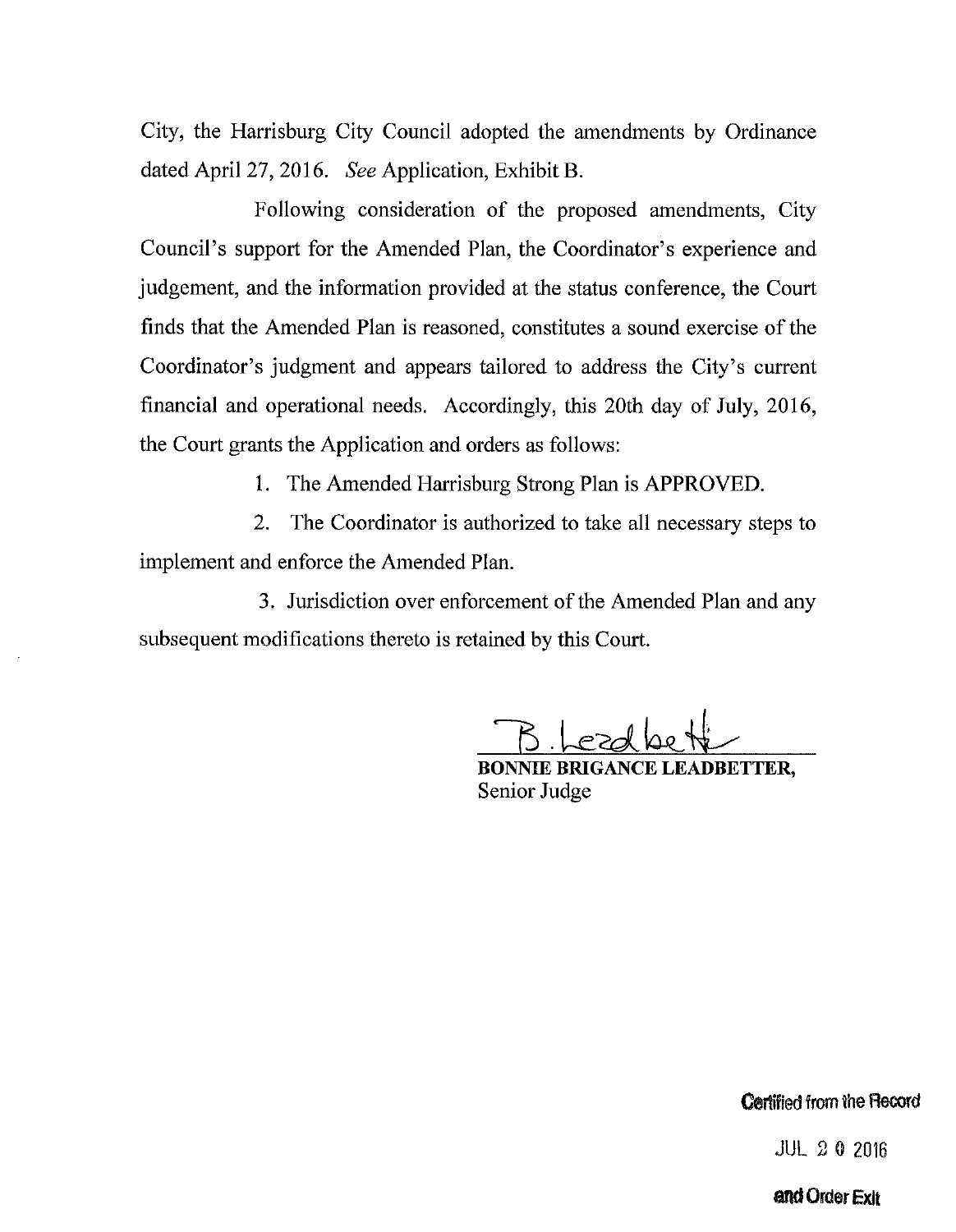City, the Harrisburg City Council adopted the amendments by Ordinance dated April 27, 2016. *See* Application, Exhibit B.

Following consideration of the proposed amendments, City Council's support for the Amended Plan, the Coordinator's experience and judgement, and the information provided at the status conference, the Court finds that the Amended Plan is reasoned, constitutes a sound exercise of the Coordinator's judgment and appears tailored to address the City's current financial and operational needs. Accordingly, this 20th day of July, 2016, the Court grants the Application and orders as follows:

1. The Amended Harrisburg Strong Plan is APPROVED.
2. The Coordinator is authorized to take all necessary steps to implement and enforce the Amended Plan.
3. Jurisdiction over enforcement of the Amended Plan and any subsequent modifications thereto is retained by this Court.

B. Leadbetter

**BONNIE BRIGANCE LEADBETTER,**
Senior Judge

Certified from the Record

JUL 2 0 2016

and Order Exit